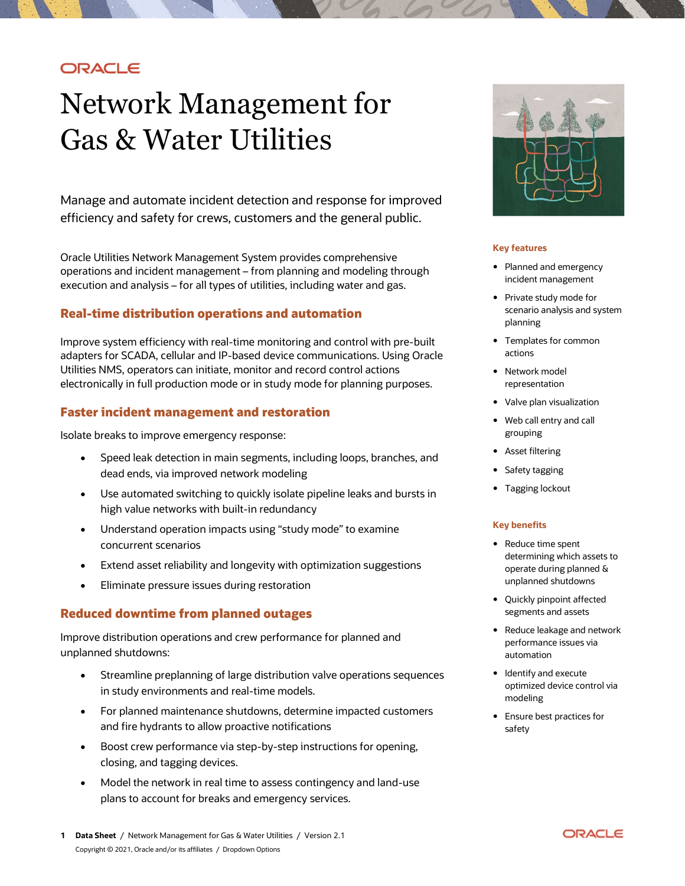ORACLE

# Network Management for Gas & Water Utilities

Manage and automate incident detection and response for improved efficiency and safety for crews, customers and the general public.

Oracle Utilities Network Management System provides comprehensive operations and incident management – from planning and modeling through execution and analysis – for all types of utilities, including water and gas.

## Real-time distribution operations and automation

Improve system efficiency with real-time monitoring and control with pre-built adapters for SCADA, cellular and IP-based device communications. Using Oracle Utilities NMS, operators can initiate, monitor and record control actions electronically in full production mode or in study mode for planning purposes.

## Faster incident management and restoration

Isolate breaks to improve emergency response:

- Speed leak detection in main segments, including loops, branches, and dead ends, via improved network modeling
- Use automated switching to quickly isolate pipeline leaks and bursts in high value networks with built-in redundancy
- Understand operation impacts using "study mode" to examine concurrent scenarios
- Extend asset reliability and longevity with optimization suggestions
- Eliminate pressure issues during restoration

## Reduced downtime from planned outages

Improve distribution operations and crew performance for planned and unplanned shutdowns:

- Streamline preplanning of large distribution valve operations sequences in study environments and real-time models.
- For planned maintenance shutdowns, determine impacted customers and fire hydrants to allow proactive notifications
- Boost crew performance via step-by-step instructions for opening, closing, and tagging devices.
- Model the network in real time to assess contingency and land-use plans to account for breaks and emergency services.

### Key features

- Planned and emergency incident management
- Private study mode for scenario analysis and system planning
- Templates for common actions
- Network model representation
- Valve plan visualization
- Web call entry and call grouping
- Asset filtering
- Safety tagging
- Tagging lockout

### Key benefits

- Reduce time spent determining which assets to operate during planned & unplanned shutdowns
- Quickly pinpoint affected segments and assets
- Reduce leakage and network performance issues via automation
- Identify and execute optimized device control via modeling
- Ensure best practices for safety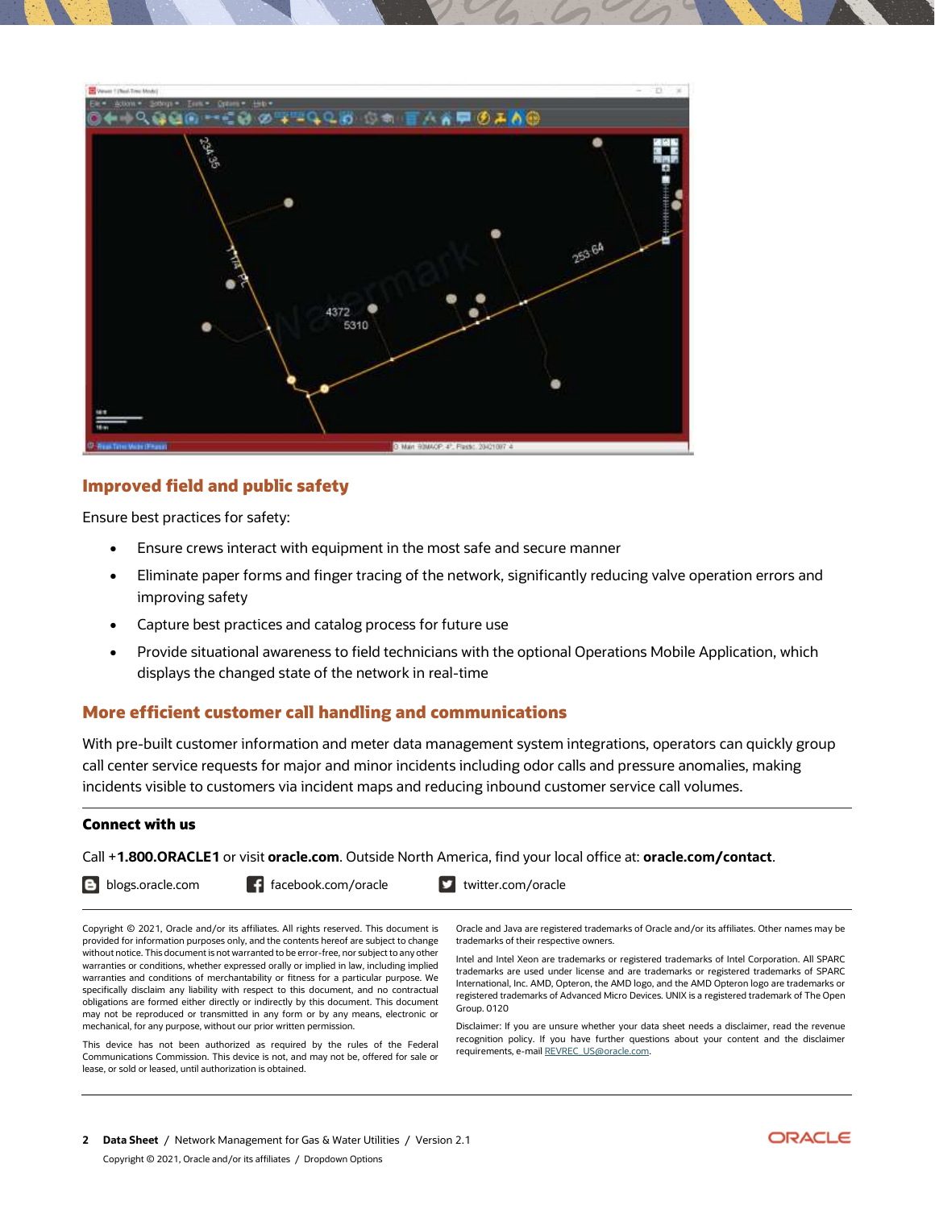## Improved field and public safety

Ensure best practices for safety:

- Ensure crews interact with equipment in the most safe and secure manner
- Eliminate paper forms and finger tracing of the network, significantly reducing valve operation errors and improving safety
- Capture best practices and catalog process for future use
- Provide situational awareness to field technicians with the optional Operations Mobile Application, which displays the changed state of the network in real-time

## More efficient customer call handling and communications

With pre-built customer information and meter data management system integrations, operators can quickly group call center service requests for major and minor incidents including odor calls and pressure anomalies, making incidents visible to customers via incident maps and reducing inbound customer service call volumes.

### Connect with us

Call +**1.800.ORACLE1** or visit **oracle.com**. Outside North America, find your local office at: **oracle.com/contact**.

blogs.oracle.com     facebook.com/oracle     twitter.com/oracle

Copyright © 2021, Oracle and/or its affiliates. All rights reserved. This document is provided for information purposes only, and the contents hereof are subject to change without notice. This document is not warranted to be error-free, nor subject to any other warranties or conditions, whether expressed orally or implied in law, including implied warranties and conditions of merchantability or fitness for a particular purpose. We specifically disclaim any liability with respect to this document, and no contractual obligations are formed either directly or indirectly by this document. This document may not be reproduced or transmitted in any form or by any means, electronic or mechanical, for any purpose, without our prior written permission.

This device has not been authorized as required by the rules of the Federal Communications Commission. This device is not, and may not be, offered for sale or lease, or sold or leased, until authorization is obtained.

Oracle and Java are registered trademarks of Oracle and/or its affiliates. Other names may be trademarks of their respective owners.

Intel and Intel Xeon are trademarks or registered trademarks of Intel Corporation. All SPARC trademarks are used under license and are trademarks or registered trademarks of SPARC International, Inc. AMD, Opteron, the AMD logo, and the AMD Opteron logo are trademarks or registered trademarks of Advanced Micro Devices. UNIX is a registered trademark of The Open Group. 0120

Disclaimer: If you are unsure whether your data sheet needs a disclaimer, read the revenue recognition policy. If you have further questions about your content and the disclaimer requirements, e-mail REVREC_US@oracle.com.